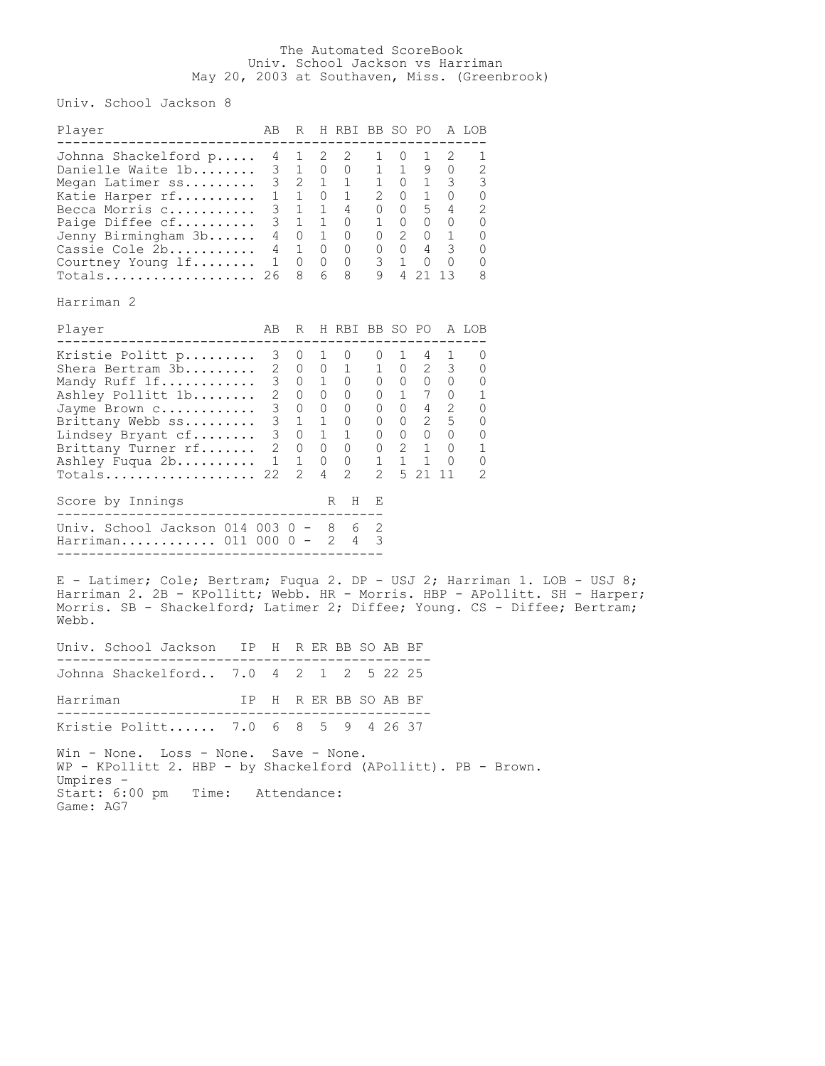# The Automated ScoreBook
## Univ. School Jackson vs Harriman
### May 20, 2003 at Southaven, Miss. (Greenbrook)

Univ. School Jackson 8

| Player | AB | R | H | RBI | BB | SO | PO | A | LOB |
|---|---|---|---|---|---|---|---|---|---|
| Johnna Shackelford p | 4 | 1 | 2 | 2 | 1 | 0 | 1 | 2 | 1 |
| Danielle Waite 1b | 3 | 1 | 0 | 0 | 1 | 1 | 9 | 0 | 2 |
| Megan Latimer ss | 3 | 2 | 1 | 1 | 1 | 0 | 1 | 3 | 3 |
| Katie Harper rf | 1 | 1 | 0 | 1 | 2 | 0 | 1 | 0 | 0 |
| Becca Morris c | 3 | 1 | 1 | 4 | 0 | 0 | 5 | 4 | 2 |
| Paige Diffee cf | 3 | 1 | 1 | 0 | 1 | 0 | 0 | 0 | 0 |
| Jenny Birmingham 3b | 4 | 0 | 1 | 0 | 0 | 2 | 0 | 1 | 0 |
| Cassie Cole 2b | 4 | 1 | 0 | 0 | 0 | 0 | 4 | 3 | 0 |
| Courtney Young lf | 1 | 0 | 0 | 0 | 3 | 1 | 0 | 0 | 0 |
| Totals | 26 | 8 | 6 | 8 | 9 | 4 | 21 | 13 | 8 |

Harriman 2

| Player | AB | R | H | RBI | BB | SO | PO | A | LOB |
|---|---|---|---|---|---|---|---|---|---|
| Kristie Politt p | 3 | 0 | 1 | 0 | 0 | 1 | 4 | 1 | 0 |
| Shera Bertram 3b | 2 | 0 | 0 | 1 | 1 | 0 | 2 | 3 | 0 |
| Mandy Ruff lf | 3 | 0 | 1 | 0 | 0 | 0 | 0 | 0 | 0 |
| Ashley Pollitt 1b | 2 | 0 | 0 | 0 | 0 | 1 | 7 | 0 | 1 |
| Jayme Brown c | 3 | 0 | 0 | 0 | 0 | 0 | 4 | 2 | 0 |
| Brittany Webb ss | 3 | 1 | 1 | 0 | 0 | 0 | 2 | 5 | 0 |
| Lindsey Bryant cf | 3 | 0 | 1 | 1 | 0 | 0 | 0 | 0 | 0 |
| Brittany Turner rf | 2 | 0 | 0 | 0 | 0 | 2 | 1 | 0 | 1 |
| Ashley Fuqua 2b | 1 | 1 | 0 | 0 | 1 | 1 | 1 | 0 | 0 |
| Totals | 22 | 2 | 4 | 2 | 2 | 5 | 21 | 11 | 2 |

| Score by Innings | | R | H | E |
|---|---|---|---|---|
| Univ. School Jackson | 014 003 0 - | 8 | 6 | 2 |
| Harriman | 011 000 0 - | 2 | 4 | 3 |

E - Latimer; Cole; Bertram; Fuqua 2. DP - USJ 2; Harriman 1. LOB - USJ 8; Harriman 2. 2B - KPollitt; Webb. HR - Morris. HBP - APollitt. SH - Harper; Morris. SB - Shackelford; Latimer 2; Diffee; Young. CS - Diffee; Bertram; Webb.

| Univ. School Jackson | IP | H | R | ER | BB | SO | AB | BF |
|---|---|---|---|---|---|---|---|---|
| Johnna Shackelford | 7.0 | 4 | 2 | 1 | 2 | 5 | 22 | 25 |

| Harriman | IP | H | R | ER | BB | SO | AB | BF |
|---|---|---|---|---|---|---|---|---|
| Kristie Politt | 7.0 | 6 | 8 | 5 | 9 | 4 | 26 | 37 |

Win - None. Loss - None. Save - None.
WP - KPollitt 2. HBP - by Shackelford (APollitt). PB - Brown.
Umpires -
Start: 6:00 pm Time: Attendance:
Game: AG7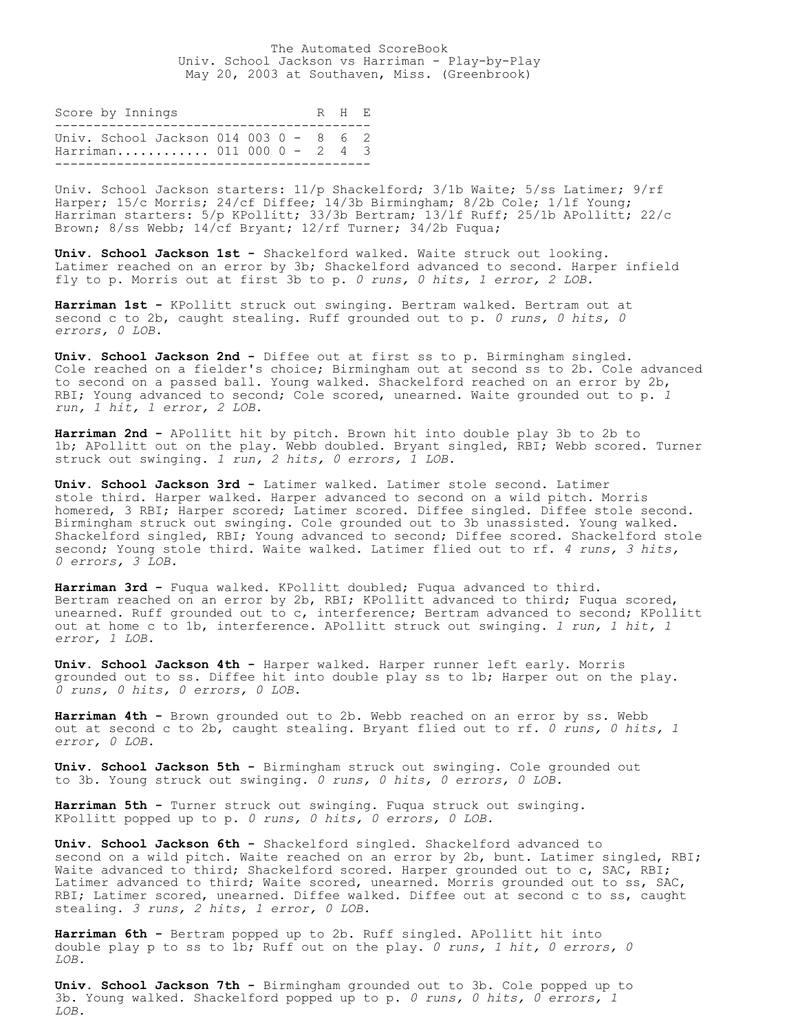The Automated ScoreBook
Univ. School Jackson vs Harriman - Play-by-Play
May 20, 2003 at Southaven, Miss. (Greenbrook)

| Score by Innings | | R | H | E |
|---|---|---|---|---|
| Univ. School Jackson | 014 003 0 - | 8 | 6 | 2 |
| Harriman............ | 011 000 0 - | 2 | 4 | 3 |

Univ. School Jackson starters: 11/p Shackelford; 3/1b Waite; 5/ss Latimer; 9/rf Harper; 15/c Morris; 24/cf Diffee; 14/3b Birmingham; 8/2b Cole; 1/lf Young;
Harriman starters: 5/p KPollitt; 33/3b Bertram; 13/lf Ruff; 25/1b APollitt; 22/c Brown; 8/ss Webb; 14/cf Bryant; 12/rf Turner; 34/2b Fuqua;

**Univ. School Jackson 1st -** Shackelford walked. Waite struck out looking. Latimer reached on an error by 3b; Shackelford advanced to second. Harper infield fly to p. Morris out at first 3b to p. *0 runs, 0 hits, 1 error, 2 LOB.*

**Harriman 1st -** KPollitt struck out swinging. Bertram walked. Bertram out at second c to 2b, caught stealing. Ruff grounded out to p. *0 runs, 0 hits, 0 errors, 0 LOB.*

**Univ. School Jackson 2nd -** Diffee out at first ss to p. Birmingham singled. Cole reached on a fielder's choice; Birmingham out at second ss to 2b. Cole advanced to second on a passed ball. Young walked. Shackelford reached on an error by 2b, RBI; Young advanced to second; Cole scored, unearned. Waite grounded out to p. *1 run, 1 hit, 1 error, 2 LOB.*

**Harriman 2nd -** APollitt hit by pitch. Brown hit into double play 3b to 2b to 1b; APollitt out on the play. Webb doubled. Bryant singled, RBI; Webb scored. Turner struck out swinging. *1 run, 2 hits, 0 errors, 1 LOB.*

**Univ. School Jackson 3rd -** Latimer walked. Latimer stole second. Latimer stole third. Harper walked. Harper advanced to second on a wild pitch. Morris homered, 3 RBI; Harper scored; Latimer scored. Diffee singled. Diffee stole second. Birmingham struck out swinging. Cole grounded out to 3b unassisted. Young walked. Shackelford singled, RBI; Young advanced to second; Diffee scored. Shackelford stole second; Young stole third. Waite walked. Latimer flied out to rf. *4 runs, 3 hits, 0 errors, 3 LOB.*

**Harriman 3rd -** Fuqua walked. KPollitt doubled; Fuqua advanced to third. Bertram reached on an error by 2b, RBI; KPollitt advanced to third; Fuqua scored, unearned. Ruff grounded out to c, interference; Bertram advanced to second; KPollitt out at home c to 1b, interference. APollitt struck out swinging. *1 run, 1 hit, 1 error, 1 LOB.*

**Univ. School Jackson 4th -** Harper walked. Harper runner left early. Morris grounded out to ss. Diffee hit into double play ss to 1b; Harper out on the play. *0 runs, 0 hits, 0 errors, 0 LOB.*

**Harriman 4th -** Brown grounded out to 2b. Webb reached on an error by ss. Webb out at second c to 2b, caught stealing. Bryant flied out to rf. *0 runs, 0 hits, 1 error, 0 LOB.*

**Univ. School Jackson 5th -** Birmingham struck out swinging. Cole grounded out to 3b. Young struck out swinging. *0 runs, 0 hits, 0 errors, 0 LOB.*

**Harriman 5th -** Turner struck out swinging. Fuqua struck out swinging. KPollitt popped up to p. *0 runs, 0 hits, 0 errors, 0 LOB.*

**Univ. School Jackson 6th -** Shackelford singled. Shackelford advanced to second on a wild pitch. Waite reached on an error by 2b, bunt. Latimer singled, RBI; Waite advanced to third; Shackelford scored. Harper grounded out to c, SAC, RBI; Latimer advanced to third; Waite scored, unearned. Morris grounded out to ss, SAC, RBI; Latimer scored, unearned. Diffee walked. Diffee out at second c to ss, caught stealing. *3 runs, 2 hits, 1 error, 0 LOB.*

**Harriman 6th -** Bertram popped up to 2b. Ruff singled. APollitt hit into double play p to ss to 1b; Ruff out on the play. *0 runs, 1 hit, 0 errors, 0 LOB.*

**Univ. School Jackson 7th -** Birmingham grounded out to 3b. Cole popped up to 3b. Young walked. Shackelford popped up to p. *0 runs, 0 hits, 0 errors, 1 LOB.*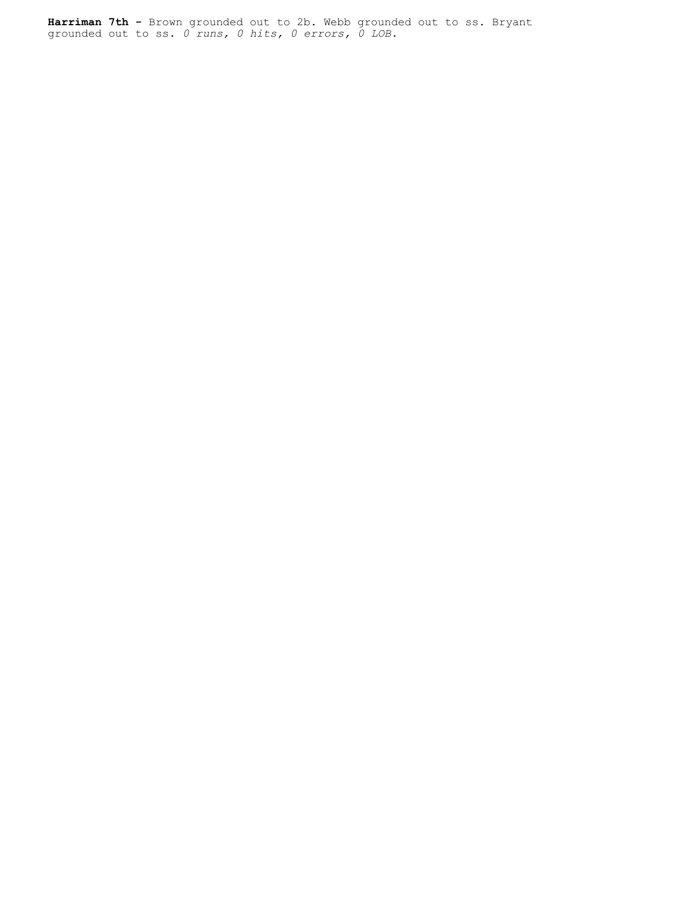**Harriman 7th -** Brown grounded out to 2b. Webb grounded out to ss. Bryant grounded out to ss. *0 runs, 0 hits, 0 errors, 0 LOB.*